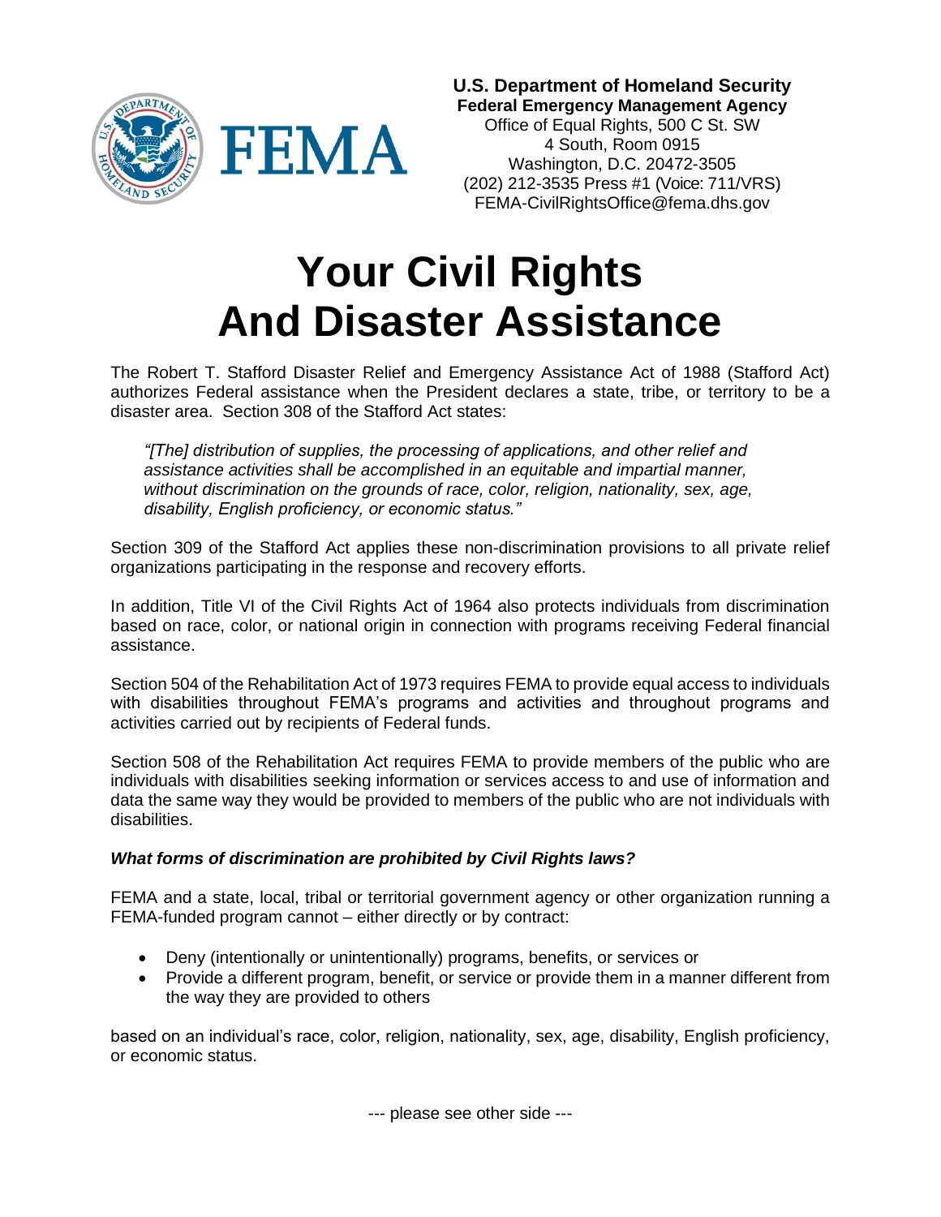**U.S. Department of Homeland Security**
**Federal Emergency Management Agency**
Office of Equal Rights, 500 C St. SW
4 South, Room 0915
Washington, D.C. 20472-3505
(202) 212-3535 Press #1 (Voice: 711/VRS)
FEMA-CivilRightsOffice@fema.dhs.gov

# Your Civil Rights And Disaster Assistance

The Robert T. Stafford Disaster Relief and Emergency Assistance Act of 1988 (Stafford Act) authorizes Federal assistance when the President declares a state, tribe, or territory to be a disaster area. Section 308 of the Stafford Act states:

> *"[The] distribution of supplies, the processing of applications, and other relief and assistance activities shall be accomplished in an equitable and impartial manner, without discrimination on the grounds of race, color, religion, nationality, sex, age, disability, English proficiency, or economic status."*

Section 309 of the Stafford Act applies these non-discrimination provisions to all private relief organizations participating in the response and recovery efforts.

In addition, Title VI of the Civil Rights Act of 1964 also protects individuals from discrimination based on race, color, or national origin in connection with programs receiving Federal financial assistance.

Section 504 of the Rehabilitation Act of 1973 requires FEMA to provide equal access to individuals with disabilities throughout FEMA's programs and activities and throughout programs and activities carried out by recipients of Federal funds.

Section 508 of the Rehabilitation Act requires FEMA to provide members of the public who are individuals with disabilities seeking information or services access to and use of information and data the same way they would be provided to members of the public who are not individuals with disabilities.

### *What forms of discrimination are prohibited by Civil Rights laws?*

FEMA and a state, local, tribal or territorial government agency or other organization running a FEMA-funded program cannot – either directly or by contract:

- Deny (intentionally or unintentionally) programs, benefits, or services or
- Provide a different program, benefit, or service or provide them in a manner different from the way they are provided to others

based on an individual's race, color, religion, nationality, sex, age, disability, English proficiency, or economic status.

--- please see other side ---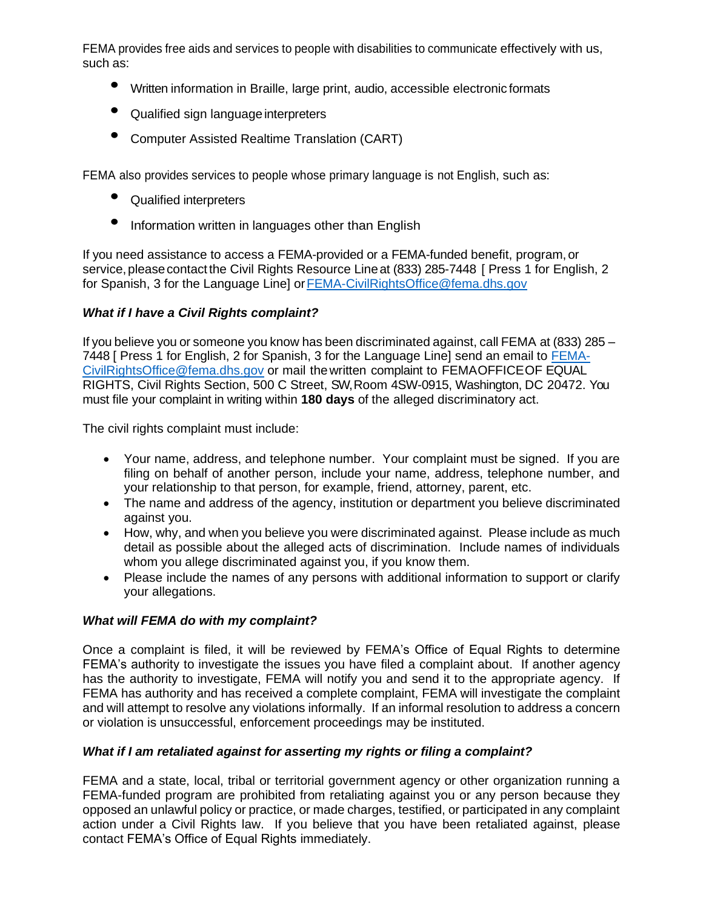FEMA provides free aids and services to people with disabilities to communicate effectively with us, such as:

- Written information in Braille, large print, audio, accessible electronic formats
- Qualified sign language interpreters
- Computer Assisted Realtime Translation (CART)

FEMA also provides services to people whose primary language is not English, such as:

- Qualified interpreters
- Information written in languages other than English

If you need assistance to access a FEMA-provided or a FEMA-funded benefit, program, or service, please contact the Civil Rights Resource Line at (833) 285-7448 [ Press 1 for English, 2 for Spanish, 3 for the Language Line] or FEMA-CivilRightsOffice@fema.dhs.gov

### *What if I have a Civil Rights complaint?*

If you believe you or someone you know has been discriminated against, call FEMA at (833) 285 – 7448 [ Press 1 for English, 2 for Spanish, 3 for the Language Line] send an email to FEMA-CivilRightsOffice@fema.dhs.gov or mail the written complaint to FEMA OFFICE OF EQUAL RIGHTS, Civil Rights Section, 500 C Street, SW, Room 4SW-0915, Washington, DC 20472. You must file your complaint in writing within **180 days** of the alleged discriminatory act.

The civil rights complaint must include:

- Your name, address, and telephone number. Your complaint must be signed. If you are filing on behalf of another person, include your name, address, telephone number, and your relationship to that person, for example, friend, attorney, parent, etc.
- The name and address of the agency, institution or department you believe discriminated against you.
- How, why, and when you believe you were discriminated against. Please include as much detail as possible about the alleged acts of discrimination. Include names of individuals whom you allege discriminated against you, if you know them.
- Please include the names of any persons with additional information to support or clarify your allegations.

### *What will FEMA do with my complaint?*

Once a complaint is filed, it will be reviewed by FEMA's Office of Equal Rights to determine FEMA's authority to investigate the issues you have filed a complaint about. If another agency has the authority to investigate, FEMA will notify you and send it to the appropriate agency. If FEMA has authority and has received a complete complaint, FEMA will investigate the complaint and will attempt to resolve any violations informally. If an informal resolution to address a concern or violation is unsuccessful, enforcement proceedings may be instituted.

### *What if I am retaliated against for asserting my rights or filing a complaint?*

FEMA and a state, local, tribal or territorial government agency or other organization running a FEMA-funded program are prohibited from retaliating against you or any person because they opposed an unlawful policy or practice, or made charges, testified, or participated in any complaint action under a Civil Rights law. If you believe that you have been retaliated against, please contact FEMA's Office of Equal Rights immediately.